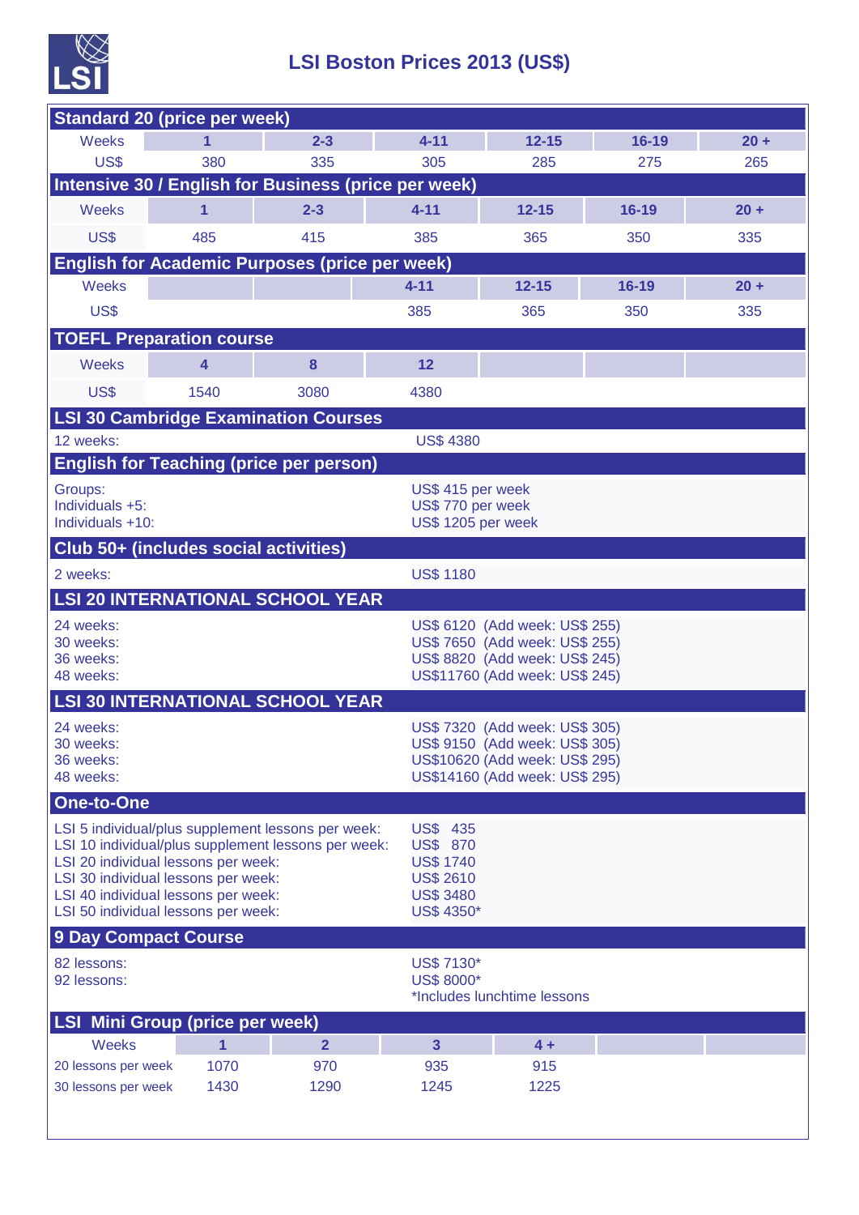# LSI Boston Prices 2013 (US$)

## Standard 20 (price per week)

| Weeks | 1 | 2-3 | 4-11 | 12-15 | 16-19 | 20 + |
|---|---|---|---|---|---|---|
| US$ | 380 | 335 | 305 | 285 | 275 | 265 |

## Intensive 30 / English for Business (price per week)

| Weeks | 1 | 2-3 | 4-11 | 12-15 | 16-19 | 20 + |
|---|---|---|---|---|---|---|
| US$ | 485 | 415 | 385 | 365 | 350 | 335 |

## English for Academic Purposes (price per week)

| Weeks | | | 4-11 | 12-15 | 16-19 | 20 + |
|---|---|---|---|---|---|---|
| US$ | | | 385 | 365 | 350 | 335 |

## TOEFL Preparation course

| Weeks | 4 | 8 | 12 | | | |
|---|---|---|---|---|---|---|
| US$ | 1540 | 3080 | 4380 | | | |

## LSI 30 Cambridge Examination Courses

12 weeks: US$ 4380

## English for Teaching (price per person)

Groups: US$ 415 per week
Individuals +5: US$ 770 per week
Individuals +10: US$ 1205 per week

## Club 50+ (includes social activities)

2 weeks: US$ 1180

## LSI 20 INTERNATIONAL SCHOOL YEAR

24 weeks: US$ 6120 (Add week: US$ 255)
30 weeks: US$ 7650 (Add week: US$ 255)
36 weeks: US$ 8820 (Add week: US$ 245)
48 weeks: US$11760 (Add week: US$ 245)

## LSI 30 INTERNATIONAL SCHOOL YEAR

24 weeks: US$ 7320 (Add week: US$ 305)
30 weeks: US$ 9150 (Add week: US$ 305)
36 weeks: US$10620 (Add week: US$ 295)
48 weeks: US$14160 (Add week: US$ 295)

## One-to-One

LSI 5 individual/plus supplement lessons per week: US$ 435
LSI 10 individual/plus supplement lessons per week: US$ 870
LSI 20 individual lessons per week: US$ 1740
LSI 30 individual lessons per week: US$ 2610
LSI 40 individual lessons per week: US$ 3480
LSI 50 individual lessons per week: US$ 4350*

## 9 Day Compact Course

82 lessons: US$ 7130*
92 lessons: US$ 8000*
*Includes lunchtime lessons

## LSI Mini Group (price per week)

| Weeks | 1 | 2 | 3 | 4 + |
|---|---|---|---|---|
| 20 lessons per week | 1070 | 970 | 935 | 915 |
| 30 lessons per week | 1430 | 1290 | 1245 | 1225 |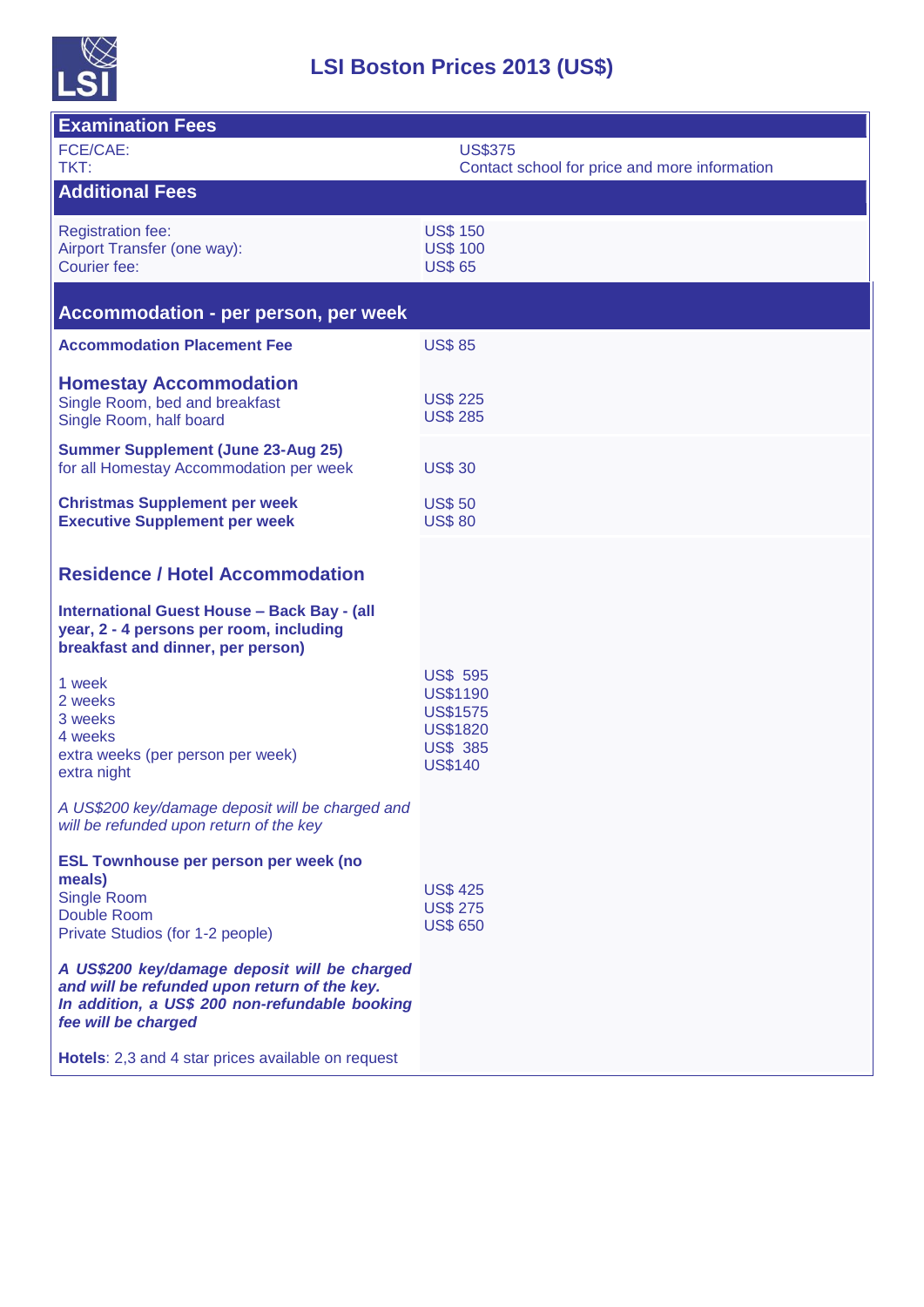# LSI Boston Prices 2013 (US$)

## Examination Fees

| | |
|---|---|
| FCE/CAE: | US$375 |
| TKT: | Contact school for price and more information |

## Additional Fees

| | |
|---|---|
| Registration fee: | US$ 150 |
| Airport Transfer (one way): | US$ 100 |
| Courier fee: | US$ 65 |

## Accommodation - per person, per week

| | |
|---|---|
| **Accommodation Placement Fee** | US$ 85 |

### Homestay Accommodation

| | |
|---|---|
| Single Room, bed and breakfast | US$ 225 |
| Single Room, half board | US$ 285 |
| **Summer Supplement (June 23-Aug 25)** for all Homestay Accommodation per week | US$ 30 |
| **Christmas Supplement per week** | US$ 50 |
| **Executive Supplement per week** | US$ 80 |

### Residence / Hotel Accommodation

**International Guest House – Back Bay - (all year, 2 - 4 persons per room, including breakfast and dinner, per person)**

| | |
|---|---|
| 1 week | US$ 595 |
| 2 weeks | US$1190 |
| 3 weeks | US$1575 |
| 4 weeks | US$1820 |
| extra weeks (per person per week) | US$ 385 |
| extra night | US$140 |

*A US$200 key/damage deposit will be charged and will be refunded upon return of the key*

**ESL Townhouse per person per week (no meals)**

| | |
|---|---|
| Single Room | US$ 425 |
| Double Room | US$ 275 |
| Private Studios (for 1-2 people) | US$ 650 |

***A US$200 key/damage deposit will be charged and will be refunded upon return of the key. In addition, a US$ 200 non-refundable booking fee will be charged***

**Hotels**: 2,3 and 4 star prices available on request